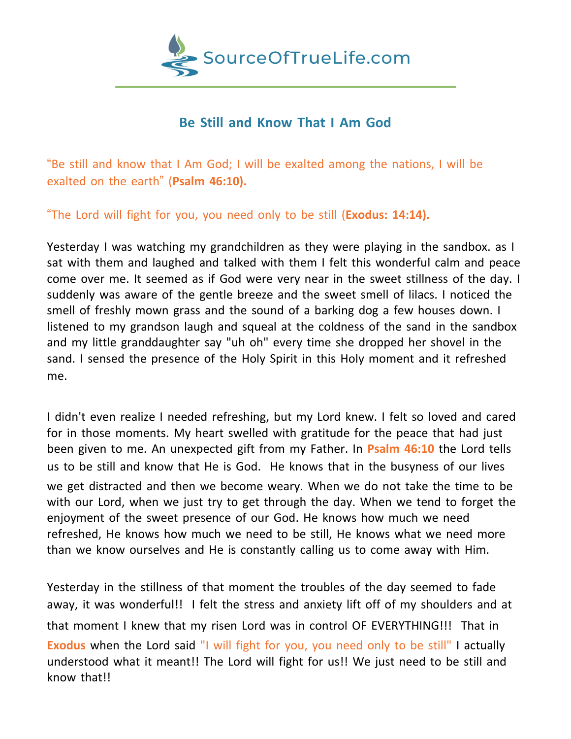SourceOfTrueLife.com

# Be Still and Know That I Am God

"Be still and know that I Am God; I will be exalted among the nations, I will be exalted on the earth" (**Psalm 46:10).**

"The Lord will fight for you, you need only to be still (**Exodus: 14:14).**

Yesterday I was watching my grandchildren as they were playing in the sandbox. as I sat with them and laughed and talked with them I felt this wonderful calm and peace come over me. It seemed as if God were very near in the sweet stillness of the day. I suddenly was aware of the gentle breeze and the sweet smell of lilacs. I noticed the smell of freshly mown grass and the sound of a barking dog a few houses down. I listened to my grandson laugh and squeal at the coldness of the sand in the sandbox and my little granddaughter say "uh oh" every time she dropped her shovel in the sand. I sensed the presence of the Holy Spirit in this Holy moment and it refreshed me.

I didn't even realize I needed refreshing, but my Lord knew. I felt so loved and cared for in those moments. My heart swelled with gratitude for the peace that had just been given to me. An unexpected gift from my Father. In **Psalm 46:10** the Lord tells us to be still and know that He is God. He knows that in the busyness of our lives we get distracted and then we become weary. When we do not take the time to be with our Lord, when we just try to get through the day. When we tend to forget the enjoyment of the sweet presence of our God. He knows how much we need refreshed, He knows how much we need to be still, He knows what we need more than we know ourselves and He is constantly calling us to come away with Him.

Yesterday in the stillness of that moment the troubles of the day seemed to fade away, it was wonderful!! I felt the stress and anxiety lift off of my shoulders and at that moment I knew that my risen Lord was in control OF EVERYTHING!!! That in **Exodus** when the Lord said "I will fight for you, you need only to be still" I actually understood what it meant!! The Lord will fight for us!! We just need to be still and know that!!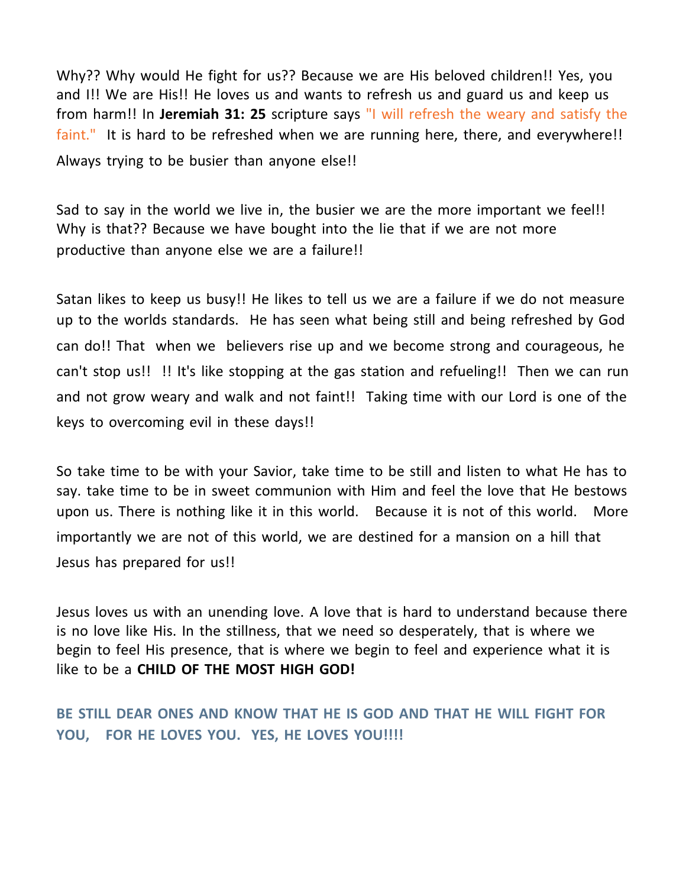Why?? Why would He fight for us?? Because we are His beloved children!! Yes, you and I!! We are His!! He loves us and wants to refresh us and guard us and keep us from harm!! In **Jeremiah 31: 25** scripture says "I will refresh the weary and satisfy the faint." It is hard to be refreshed when we are running here, there, and everywhere!! Always trying to be busier than anyone else!!

Sad to say in the world we live in, the busier we are the more important we feel!! Why is that?? Because we have bought into the lie that if we are not more productive than anyone else we are a failure!!

Satan likes to keep us busy!! He likes to tell us we are a failure if we do not measure up to the worlds standards. He has seen what being still and being refreshed by God can do!! That when we believers rise up and we become strong and courageous, he can't stop us!! !! It's like stopping at the gas station and refueling!! Then we can run and not grow weary and walk and not faint!! Taking time with our Lord is one of the keys to overcoming evil in these days!!

So take time to be with your Savior, take time to be still and listen to what He has to say. take time to be in sweet communion with Him and feel the love that He bestows upon us. There is nothing like it in this world. Because it is not of this world. More importantly we are not of this world, we are destined for a mansion on a hill that Jesus has prepared for us!!

Jesus loves us with an unending love. A love that is hard to understand because there is no love like His. In the stillness, that we need so desperately, that is where we begin to feel His presence, that is where we begin to feel and experience what it is like to be a **CHILD OF THE MOST HIGH GOD!**

**BE STILL DEAR ONES AND KNOW THAT HE IS GOD AND THAT HE WILL FIGHT FOR YOU, FOR HE LOVES YOU. YES, HE LOVES YOU!!!!**